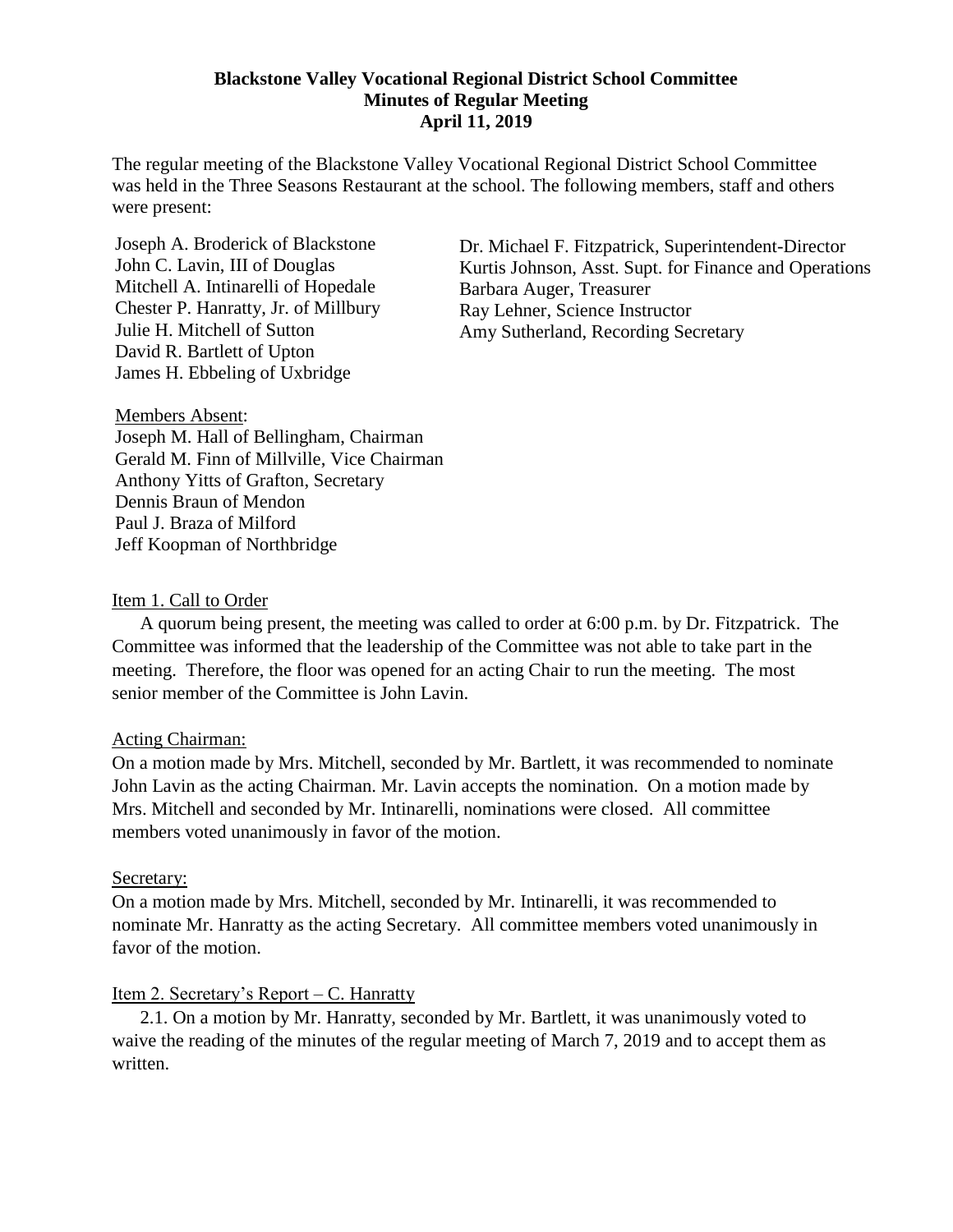**Blackstone Valley Vocational Regional District School Committee**
**Minutes of Regular Meeting**
**April 11, 2019**

The regular meeting of the Blackstone Valley Vocational Regional District School Committee was held in the Three Seasons Restaurant at the school. The following members, staff and others were present:

Joseph A. Broderick of Blackstone
John C. Lavin, III of Douglas
Mitchell A. Intinarelli of Hopedale
Chester P. Hanratty, Jr. of Millbury
Julie H. Mitchell of Sutton
David R. Bartlett of Upton
James H. Ebbeling of Uxbridge

Dr. Michael F. Fitzpatrick, Superintendent-Director
Kurtis Johnson, Asst. Supt. for Finance and Operations
Barbara Auger, Treasurer
Ray Lehner, Science Instructor
Amy Sutherland, Recording Secretary

Members Absent:
Joseph M. Hall of Bellingham, Chairman
Gerald M. Finn of Millville, Vice Chairman
Anthony Yitts of Grafton, Secretary
Dennis Braun of Mendon
Paul J. Braza of Milford
Jeff Koopman of Northbridge

Item 1. Call to Order

A quorum being present, the meeting was called to order at 6:00 p.m. by Dr. Fitzpatrick. The Committee was informed that the leadership of the Committee was not able to take part in the meeting. Therefore, the floor was opened for an acting Chair to run the meeting. The most senior member of the Committee is John Lavin.

Acting Chairman:

On a motion made by Mrs. Mitchell, seconded by Mr. Bartlett, it was recommended to nominate John Lavin as the acting Chairman. Mr. Lavin accepts the nomination. On a motion made by Mrs. Mitchell and seconded by Mr. Intinarelli, nominations were closed. All committee members voted unanimously in favor of the motion.

Secretary:

On a motion made by Mrs. Mitchell, seconded by Mr. Intinarelli, it was recommended to nominate Mr. Hanratty as the acting Secretary. All committee members voted unanimously in favor of the motion.

Item 2. Secretary's Report – C. Hanratty

2.1. On a motion by Mr. Hanratty, seconded by Mr. Bartlett, it was unanimously voted to waive the reading of the minutes of the regular meeting of March 7, 2019 and to accept them as written.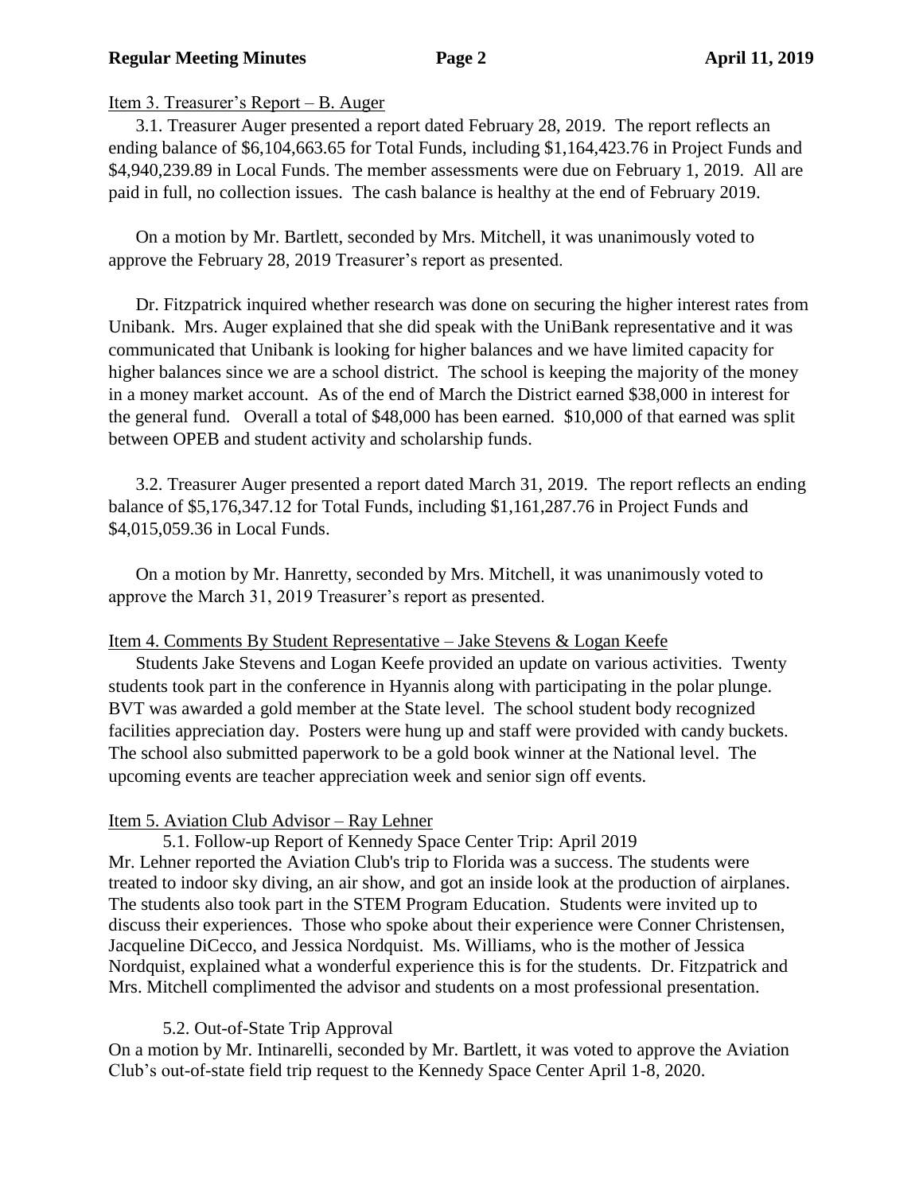Item 3. Treasurer's Report – B. Auger

3.1. Treasurer Auger presented a report dated February 28, 2019. The report reflects an ending balance of $6,104,663.65 for Total Funds, including $1,164,423.76 in Project Funds and $4,940,239.89 in Local Funds. The member assessments were due on February 1, 2019. All are paid in full, no collection issues. The cash balance is healthy at the end of February 2019.

On a motion by Mr. Bartlett, seconded by Mrs. Mitchell, it was unanimously voted to approve the February 28, 2019 Treasurer's report as presented.

Dr. Fitzpatrick inquired whether research was done on securing the higher interest rates from Unibank. Mrs. Auger explained that she did speak with the UniBank representative and it was communicated that Unibank is looking for higher balances and we have limited capacity for higher balances since we are a school district. The school is keeping the majority of the money in a money market account. As of the end of March the District earned $38,000 in interest for the general fund. Overall a total of $48,000 has been earned. $10,000 of that earned was split between OPEB and student activity and scholarship funds.

3.2. Treasurer Auger presented a report dated March 31, 2019. The report reflects an ending balance of $5,176,347.12 for Total Funds, including $1,161,287.76 in Project Funds and $4,015,059.36 in Local Funds.

On a motion by Mr. Hanretty, seconded by Mrs. Mitchell, it was unanimously voted to approve the March 31, 2019 Treasurer's report as presented.

Item 4. Comments By Student Representative – Jake Stevens & Logan Keefe

Students Jake Stevens and Logan Keefe provided an update on various activities. Twenty students took part in the conference in Hyannis along with participating in the polar plunge. BVT was awarded a gold member at the State level. The school student body recognized facilities appreciation day. Posters were hung up and staff were provided with candy buckets. The school also submitted paperwork to be a gold book winner at the National level. The upcoming events are teacher appreciation week and senior sign off events.

Item 5. Aviation Club Advisor – Ray Lehner

5.1. Follow-up Report of Kennedy Space Center Trip: April 2019

Mr. Lehner reported the Aviation Club's trip to Florida was a success. The students were treated to indoor sky diving, an air show, and got an inside look at the production of airplanes. The students also took part in the STEM Program Education. Students were invited up to discuss their experiences. Those who spoke about their experience were Conner Christensen, Jacqueline DiCecco, and Jessica Nordquist. Ms. Williams, who is the mother of Jessica Nordquist, explained what a wonderful experience this is for the students. Dr. Fitzpatrick and Mrs. Mitchell complimented the advisor and students on a most professional presentation.

5.2. Out-of-State Trip Approval

On a motion by Mr. Intinarelli, seconded by Mr. Bartlett, it was voted to approve the Aviation Club's out-of-state field trip request to the Kennedy Space Center April 1-8, 2020.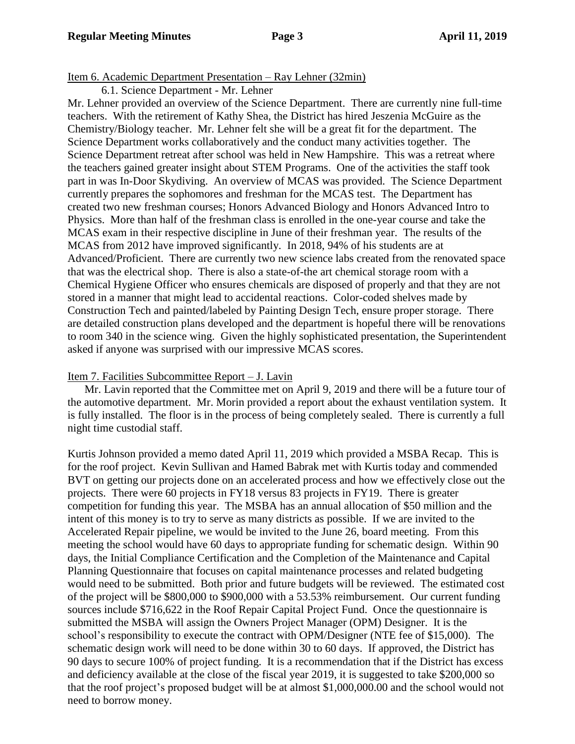Item 6. Academic Department Presentation – Ray Lehner (32min)

6.1. Science Department - Mr. Lehner

Mr. Lehner provided an overview of the Science Department. There are currently nine full-time teachers. With the retirement of Kathy Shea, the District has hired Jeszenia McGuire as the Chemistry/Biology teacher. Mr. Lehner felt she will be a great fit for the department. The Science Department works collaboratively and the conduct many activities together. The Science Department retreat after school was held in New Hampshire. This was a retreat where the teachers gained greater insight about STEM Programs. One of the activities the staff took part in was In-Door Skydiving. An overview of MCAS was provided. The Science Department currently prepares the sophomores and freshman for the MCAS test. The Department has created two new freshman courses; Honors Advanced Biology and Honors Advanced Intro to Physics. More than half of the freshman class is enrolled in the one-year course and take the MCAS exam in their respective discipline in June of their freshman year. The results of the MCAS from 2012 have improved significantly. In 2018, 94% of his students are at Advanced/Proficient. There are currently two new science labs created from the renovated space that was the electrical shop. There is also a state-of-the art chemical storage room with a Chemical Hygiene Officer who ensures chemicals are disposed of properly and that they are not stored in a manner that might lead to accidental reactions. Color-coded shelves made by Construction Tech and painted/labeled by Painting Design Tech, ensure proper storage. There are detailed construction plans developed and the department is hopeful there will be renovations to room 340 in the science wing. Given the highly sophisticated presentation, the Superintendent asked if anyone was surprised with our impressive MCAS scores.

Item 7. Facilities Subcommittee Report – J. Lavin

Mr. Lavin reported that the Committee met on April 9, 2019 and there will be a future tour of the automotive department. Mr. Morin provided a report about the exhaust ventilation system. It is fully installed. The floor is in the process of being completely sealed. There is currently a full night time custodial staff.

Kurtis Johnson provided a memo dated April 11, 2019 which provided a MSBA Recap. This is for the roof project. Kevin Sullivan and Hamed Babrak met with Kurtis today and commended BVT on getting our projects done on an accelerated process and how we effectively close out the projects. There were 60 projects in FY18 versus 83 projects in FY19. There is greater competition for funding this year. The MSBA has an annual allocation of $50 million and the intent of this money is to try to serve as many districts as possible. If we are invited to the Accelerated Repair pipeline, we would be invited to the June 26, board meeting. From this meeting the school would have 60 days to appropriate funding for schematic design. Within 90 days, the Initial Compliance Certification and the Completion of the Maintenance and Capital Planning Questionnaire that focuses on capital maintenance processes and related budgeting would need to be submitted. Both prior and future budgets will be reviewed. The estimated cost of the project will be $800,000 to $900,000 with a 53.53% reimbursement. Our current funding sources include $716,622 in the Roof Repair Capital Project Fund. Once the questionnaire is submitted the MSBA will assign the Owners Project Manager (OPM) Designer. It is the school's responsibility to execute the contract with OPM/Designer (NTE fee of $15,000). The schematic design work will need to be done within 30 to 60 days. If approved, the District has 90 days to secure 100% of project funding. It is a recommendation that if the District has excess and deficiency available at the close of the fiscal year 2019, it is suggested to take $200,000 so that the roof project's proposed budget will be at almost $1,000,000.00 and the school would not need to borrow money.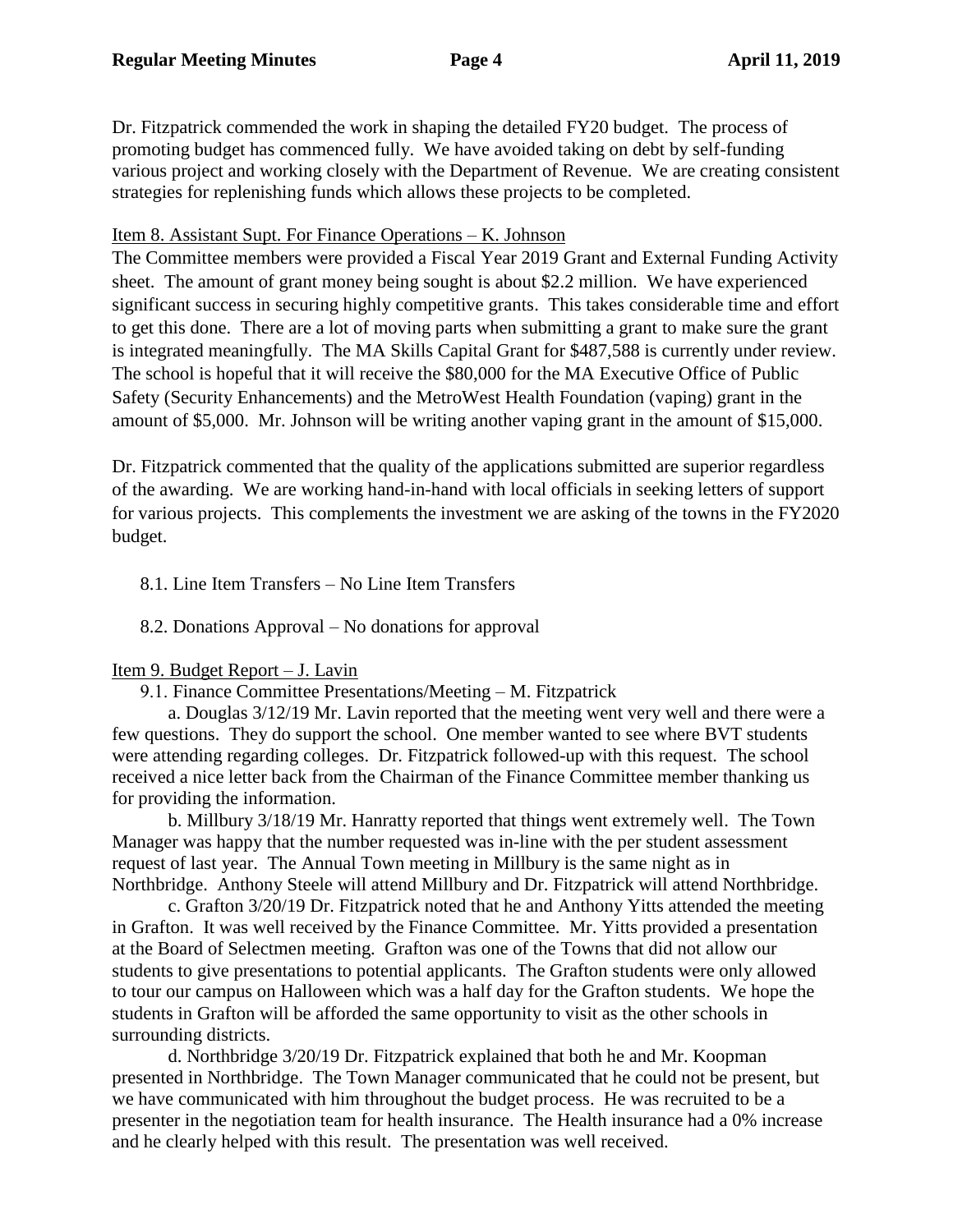Dr. Fitzpatrick commended the work in shaping the detailed FY20 budget. The process of promoting budget has commenced fully. We have avoided taking on debt by self-funding various project and working closely with the Department of Revenue. We are creating consistent strategies for replenishing funds which allows these projects to be completed.

Item 8. Assistant Supt. For Finance Operations – K. Johnson

The Committee members were provided a Fiscal Year 2019 Grant and External Funding Activity sheet. The amount of grant money being sought is about $2.2 million. We have experienced significant success in securing highly competitive grants. This takes considerable time and effort to get this done. There are a lot of moving parts when submitting a grant to make sure the grant is integrated meaningfully. The MA Skills Capital Grant for $487,588 is currently under review. The school is hopeful that it will receive the $80,000 for the MA Executive Office of Public Safety (Security Enhancements) and the MetroWest Health Foundation (vaping) grant in the amount of $5,000. Mr. Johnson will be writing another vaping grant in the amount of $15,000.

Dr. Fitzpatrick commented that the quality of the applications submitted are superior regardless of the awarding. We are working hand-in-hand with local officials in seeking letters of support for various projects. This complements the investment we are asking of the towns in the FY2020 budget.

8.1. Line Item Transfers – No Line Item Transfers

8.2. Donations Approval – No donations for approval

Item 9. Budget Report – J. Lavin

9.1. Finance Committee Presentations/Meeting – M. Fitzpatrick

a. Douglas 3/12/19 Mr. Lavin reported that the meeting went very well and there were a few questions. They do support the school. One member wanted to see where BVT students were attending regarding colleges. Dr. Fitzpatrick followed-up with this request. The school received a nice letter back from the Chairman of the Finance Committee member thanking us for providing the information.

b. Millbury 3/18/19 Mr. Hanratty reported that things went extremely well. The Town Manager was happy that the number requested was in-line with the per student assessment request of last year. The Annual Town meeting in Millbury is the same night as in Northbridge. Anthony Steele will attend Millbury and Dr. Fitzpatrick will attend Northbridge.

c. Grafton 3/20/19 Dr. Fitzpatrick noted that he and Anthony Yitts attended the meeting in Grafton. It was well received by the Finance Committee. Mr. Yitts provided a presentation at the Board of Selectmen meeting. Grafton was one of the Towns that did not allow our students to give presentations to potential applicants. The Grafton students were only allowed to tour our campus on Halloween which was a half day for the Grafton students. We hope the students in Grafton will be afforded the same opportunity to visit as the other schools in surrounding districts.

d. Northbridge 3/20/19 Dr. Fitzpatrick explained that both he and Mr. Koopman presented in Northbridge. The Town Manager communicated that he could not be present, but we have communicated with him throughout the budget process. He was recruited to be a presenter in the negotiation team for health insurance. The Health insurance had a 0% increase and he clearly helped with this result. The presentation was well received.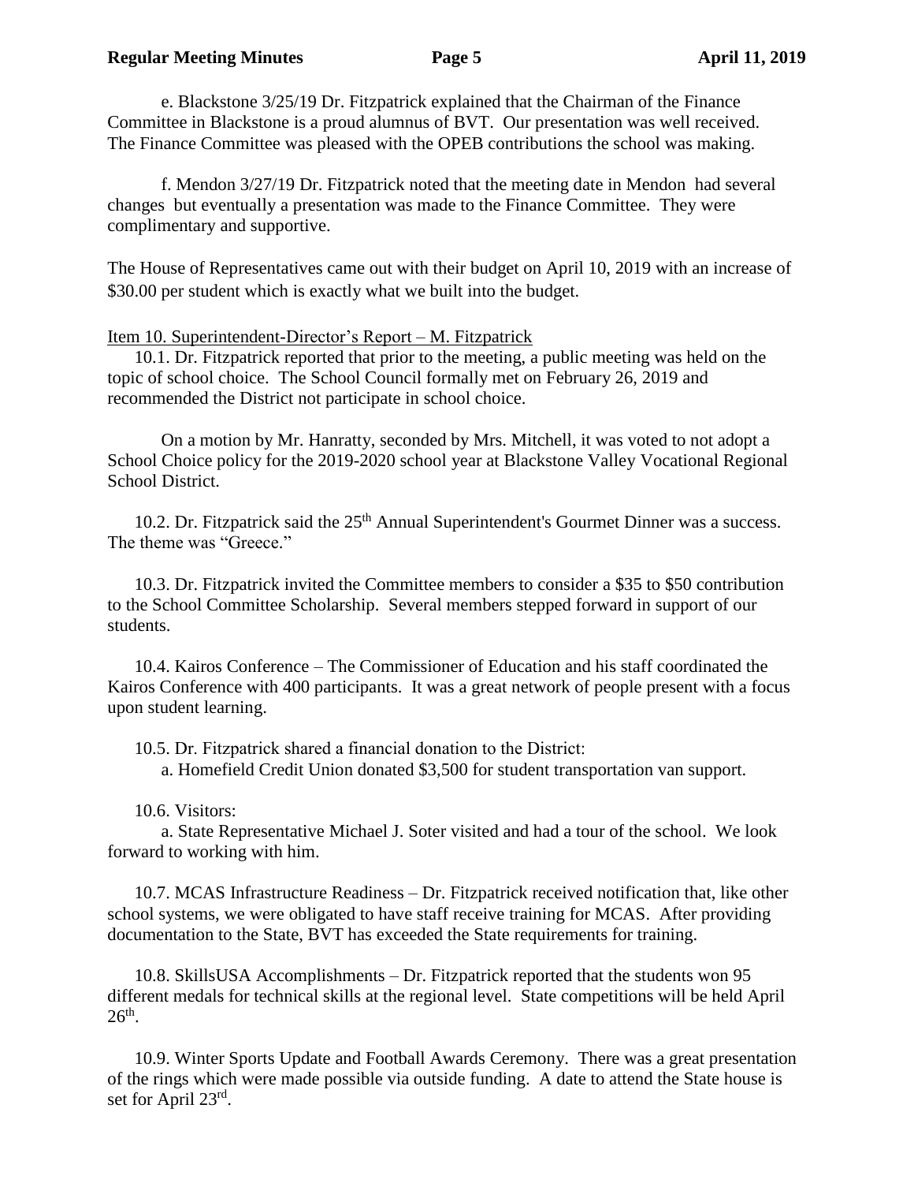e. Blackstone 3/25/19 Dr. Fitzpatrick explained that the Chairman of the Finance Committee in Blackstone is a proud alumnus of BVT. Our presentation was well received. The Finance Committee was pleased with the OPEB contributions the school was making.

f. Mendon 3/27/19 Dr. Fitzpatrick noted that the meeting date in Mendon had several changes but eventually a presentation was made to the Finance Committee. They were complimentary and supportive.

The House of Representatives came out with their budget on April 10, 2019 with an increase of \$30.00 per student which is exactly what we built into the budget.

Item 10. Superintendent-Director's Report – M. Fitzpatrick

10.1. Dr. Fitzpatrick reported that prior to the meeting, a public meeting was held on the topic of school choice. The School Council formally met on February 26, 2019 and recommended the District not participate in school choice.

On a motion by Mr. Hanratty, seconded by Mrs. Mitchell, it was voted to not adopt a School Choice policy for the 2019-2020 school year at Blackstone Valley Vocational Regional School District.

10.2. Dr. Fitzpatrick said the 25th Annual Superintendent's Gourmet Dinner was a success. The theme was "Greece."

10.3. Dr. Fitzpatrick invited the Committee members to consider a \$35 to \$50 contribution to the School Committee Scholarship. Several members stepped forward in support of our students.

10.4. Kairos Conference – The Commissioner of Education and his staff coordinated the Kairos Conference with 400 participants. It was a great network of people present with a focus upon student learning.

10.5. Dr. Fitzpatrick shared a financial donation to the District:

a. Homefield Credit Union donated \$3,500 for student transportation van support.

10.6. Visitors:

a. State Representative Michael J. Soter visited and had a tour of the school. We look forward to working with him.

10.7. MCAS Infrastructure Readiness – Dr. Fitzpatrick received notification that, like other school systems, we were obligated to have staff receive training for MCAS. After providing documentation to the State, BVT has exceeded the State requirements for training.

10.8. SkillsUSA Accomplishments – Dr. Fitzpatrick reported that the students won 95 different medals for technical skills at the regional level. State competitions will be held April 26th.

10.9. Winter Sports Update and Football Awards Ceremony. There was a great presentation of the rings which were made possible via outside funding. A date to attend the State house is set for April 23rd.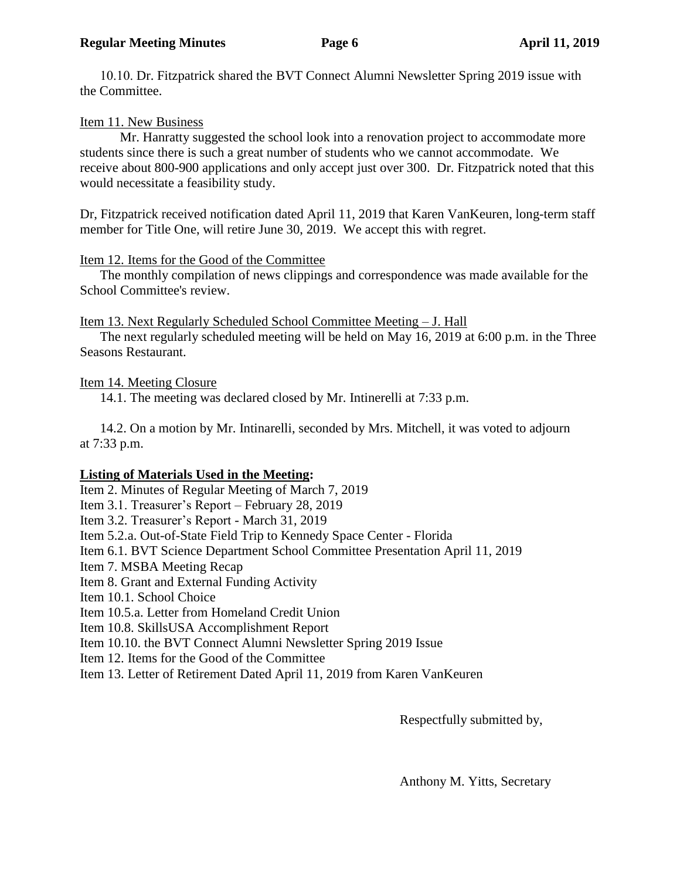10.10. Dr. Fitzpatrick shared the BVT Connect Alumni Newsletter Spring 2019 issue with the Committee.

Item 11. New Business

Mr. Hanratty suggested the school look into a renovation project to accommodate more students since there is such a great number of students who we cannot accommodate. We receive about 800-900 applications and only accept just over 300. Dr. Fitzpatrick noted that this would necessitate a feasibility study.

Dr, Fitzpatrick received notification dated April 11, 2019 that Karen VanKeuren, long-term staff member for Title One, will retire June 30, 2019. We accept this with regret.

Item 12. Items for the Good of the Committee

The monthly compilation of news clippings and correspondence was made available for the School Committee's review.

Item 13. Next Regularly Scheduled School Committee Meeting – J. Hall

The next regularly scheduled meeting will be held on May 16, 2019 at 6:00 p.m. in the Three Seasons Restaurant.

Item 14. Meeting Closure

14.1. The meeting was declared closed by Mr. Intinerelli at 7:33 p.m.

14.2. On a motion by Mr. Intinarelli, seconded by Mrs. Mitchell, it was voted to adjourn at 7:33 p.m.

**Listing of Materials Used in the Meeting:**

Item 2. Minutes of Regular Meeting of March 7, 2019
Item 3.1. Treasurer's Report – February 28, 2019
Item 3.2. Treasurer's Report - March 31, 2019
Item 5.2.a. Out-of-State Field Trip to Kennedy Space Center - Florida
Item 6.1. BVT Science Department School Committee Presentation April 11, 2019
Item 7. MSBA Meeting Recap
Item 8. Grant and External Funding Activity
Item 10.1. School Choice
Item 10.5.a. Letter from Homeland Credit Union
Item 10.8. SkillsUSA Accomplishment Report
Item 10.10. the BVT Connect Alumni Newsletter Spring 2019 Issue
Item 12. Items for the Good of the Committee
Item 13. Letter of Retirement Dated April 11, 2019 from Karen VanKeuren

Respectfully submitted by,

Anthony M. Yitts, Secretary